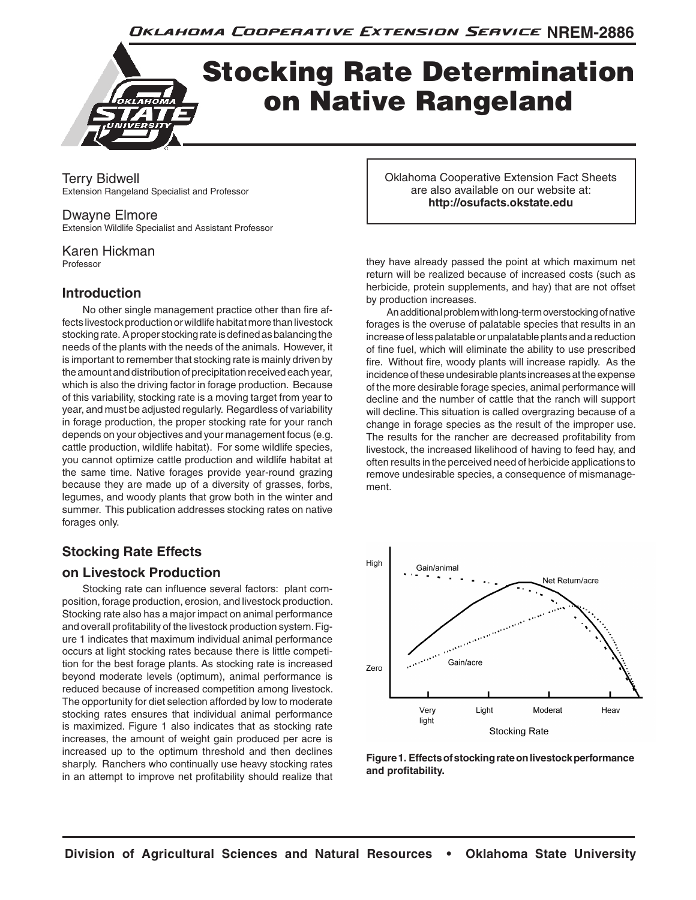Oklahoma Cooperative Extension Service NREM-2886

# Stocking Rate Determination on Native Rangeland

Terry Bidwell
Extension Rangeland Specialist and Professor

Dwayne Elmore
Extension Wildlife Specialist and Assistant Professor

Karen Hickman
Professor

Oklahoma Cooperative Extension Fact Sheets are also available on our website at: **http://osufacts.okstate.edu**

## Introduction

No other single management practice other than fire affects livestock production or wildlife habitat more than livestock stocking rate. A proper stocking rate is defined as balancing the needs of the plants with the needs of the animals. However, it is important to remember that stocking rate is mainly driven by the amount and distribution of precipitation received each year, which is also the driving factor in forage production. Because of this variability, stocking rate is a moving target from year to year, and must be adjusted regularly. Regardless of variability in forage production, the proper stocking rate for your ranch depends on your objectives and your management focus (e.g. cattle production, wildlife habitat). For some wildlife species, you cannot optimize cattle production and wildlife habitat at the same time. Native forages provide year-round grazing because they are made up of a diversity of grasses, forbs, legumes, and woody plants that grow both in the winter and summer. This publication addresses stocking rates on native forages only.

## Stocking Rate Effects on Livestock Production

Stocking rate can influence several factors: plant composition, forage production, erosion, and livestock production. Stocking rate also has a major impact on animal performance and overall profitability of the livestock production system. Figure 1 indicates that maximum individual animal performance occurs at light stocking rates because there is little competition for the best forage plants. As stocking rate is increased beyond moderate levels (optimum), animal performance is reduced because of increased competition among livestock. The opportunity for diet selection afforded by low to moderate stocking rates ensures that individual animal performance is maximized. Figure 1 also indicates that as stocking rate increases, the amount of weight gain produced per acre is increased up to the optimum threshold and then declines sharply. Ranchers who continually use heavy stocking rates in an attempt to improve net profitability should realize that they have already passed the point at which maximum net return will be realized because of increased costs (such as herbicide, protein supplements, and hay) that are not offset by production increases.

An additional problem with long-term overstocking of native forages is the overuse of palatable species that results in an increase of less palatable or unpalatable plants and a reduction of fine fuel, which will eliminate the ability to use prescribed fire. Without fire, woody plants will increase rapidly. As the incidence of these undesirable plants increases at the expense of the more desirable forage species, animal performance will decline and the number of cattle that the ranch will support will decline. This situation is called overgrazing because of a change in forage species as the result of the improper use. The results for the rancher are decreased profitability from livestock, the increased likelihood of having to feed hay, and often results in the perceived need of herbicide applications to remove undesirable species, a consequence of mismanagement.

**Figure 1. Effects of stocking rate on livestock performance and profitability.**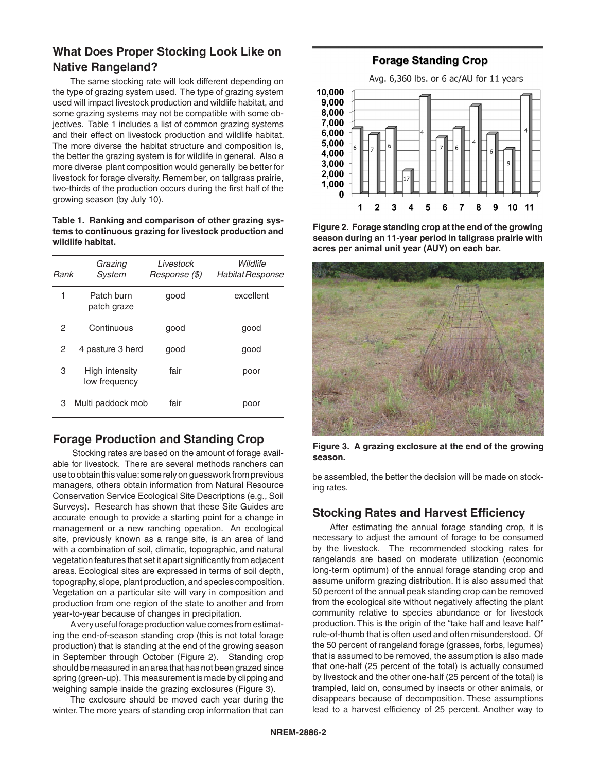## What Does Proper Stocking Look Like on Native Rangeland?

The same stocking rate will look different depending on the type of grazing system used. The type of grazing system used will impact livestock production and wildlife habitat, and some grazing systems may not be compatible with some objectives. Table 1 includes a list of common grazing systems and their effect on livestock production and wildlife habitat. The more diverse the habitat structure and composition is, the better the grazing system is for wildlife in general. Also a more diverse plant composition would generally be better for livestock for forage diversity. Remember, on tallgrass prairie, two-thirds of the production occurs during the first half of the growing season (by July 10).

**Table 1. Ranking and comparison of other grazing systems to continuous grazing for livestock production and wildlife habitat.**

| *Rank* | *Grazing System* | *Livestock Response ($)* | *Wildlife Habitat Response* |
|---|---|---|---|
| 1 | Patch burn patch graze | good | excellent |
| 2 | Continuous | good | good |
| 2 | 4 pasture 3 herd | good | good |
| 3 | High intensity low frequency | fair | poor |
| 3 | Multi paddock mob | fair | poor |

## Forage Production and Standing Crop

Stocking rates are based on the amount of forage available for livestock. There are several methods ranchers can use to obtain this value: some rely on guesswork from previous managers, others obtain information from Natural Resource Conservation Service Ecological Site Descriptions (e.g., Soil Surveys). Research has shown that these Site Guides are accurate enough to provide a starting point for a change in management or a new ranching operation. An ecological site, previously known as a range site, is an area of land with a combination of soil, climatic, topographic, and natural vegetation features that set it apart significantly from adjacent areas. Ecological sites are expressed in terms of soil depth, topography, slope, plant production, and species composition. Vegetation on a particular site will vary in composition and production from one region of the state to another and from year-to-year because of changes in precipitation.

A very useful forage production value comes from estimating the end-of-season standing crop (this is not total forage production) that is standing at the end of the growing season in September through October (Figure 2). Standing crop should be measured in an area that has not been grazed since spring (green-up). This measurement is made by clipping and weighing sample inside the grazing exclosures (Figure 3).

The exclosure should be moved each year during the winter. The more years of standing crop information that can be assembled, the better the decision will be made on stocking rates.

**Figure 2. Forage standing crop at the end of the growing season during an 11-year period in tallgrass prairie with acres per animal unit year (AUY) on each bar.**

**Figure 3. A grazing exclosure at the end of the growing season.**

## Stocking Rates and Harvest Efficiency

After estimating the annual forage standing crop, it is necessary to adjust the amount of forage to be consumed by the livestock. The recommended stocking rates for rangelands are based on moderate utilization (economic long-term optimum) of the annual forage standing crop and assume uniform grazing distribution. It is also assumed that 50 percent of the annual peak standing crop can be removed from the ecological site without negatively affecting the plant community relative to species abundance or for livestock production. This is the origin of the "take half and leave half" rule-of-thumb that is often used and often misunderstood. Of the 50 percent of rangeland forage (grasses, forbs, legumes) that is assumed to be removed, the assumption is also made that one-half (25 percent of the total) is actually consumed by livestock and the other one-half (25 percent of the total) is trampled, laid on, consumed by insects or other animals, or disappears because of decomposition. These assumptions lead to a harvest efficiency of 25 percent. Another way to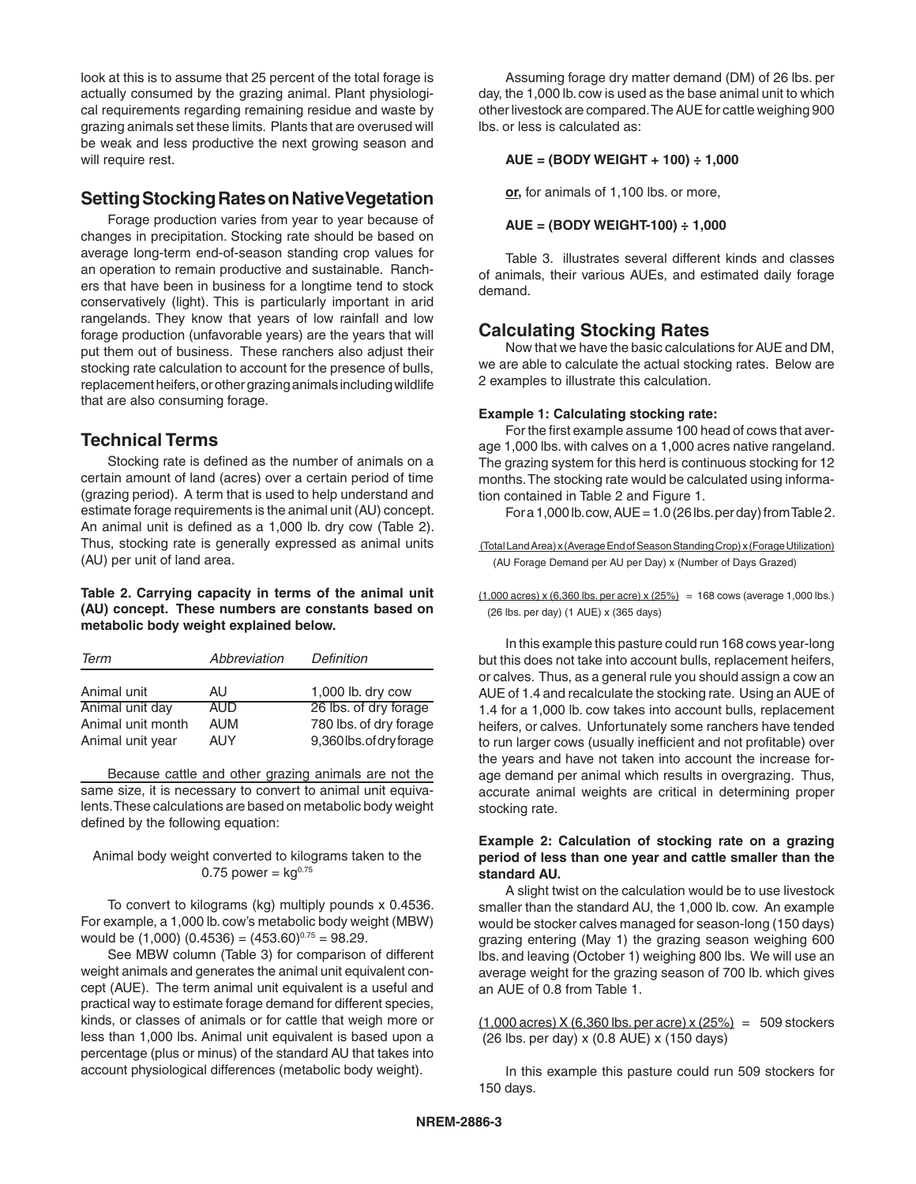look at this is to assume that 25 percent of the total forage is actually consumed by the grazing animal. Plant physiological requirements regarding remaining residue and waste by grazing animals set these limits. Plants that are overused will be weak and less productive the next growing season and will require rest.

## Setting Stocking Rates on Native Vegetation

Forage production varies from year to year because of changes in precipitation. Stocking rate should be based on average long-term end-of-season standing crop values for an operation to remain productive and sustainable. Ranchers that have been in business for a longtime tend to stock conservatively (light). This is particularly important in arid rangelands. They know that years of low rainfall and low forage production (unfavorable years) are the years that will put them out of business. These ranchers also adjust their stocking rate calculation to account for the presence of bulls, replacement heifers, or other grazing animals including wildlife that are also consuming forage.

## Technical Terms

Stocking rate is defined as the number of animals on a certain amount of land (acres) over a certain period of time (grazing period). A term that is used to help understand and estimate forage requirements is the animal unit (AU) concept. An animal unit is defined as a 1,000 lb. dry cow (Table 2). Thus, stocking rate is generally expressed as animal units (AU) per unit of land area.

**Table 2. Carrying capacity in terms of the animal unit (AU) concept. These numbers are constants based on metabolic body weight explained below.**

| *Term* | *Abbreviation* | *Definition* |
|---|---|---|
| Animal unit | AU | 1,000 lb. dry cow |
| Animal unit day | AUD | 26 lbs. of dry forage |
| Animal unit month | AUM | 780 lbs. of dry forage |
| Animal unit year | AUY | 9,360 lbs. of dry forage |

Because cattle and other grazing animals are not the same size, it is necessary to convert to animal unit equivalents. These calculations are based on metabolic body weight defined by the following equation:

Animal body weight converted to kilograms taken to the 0.75 power = $kg^{0.75}$

To convert to kilograms (kg) multiply pounds x 0.4536. For example, a 1,000 lb. cow's metabolic body weight (MBW) would be $(1{,}000)\ (0.4536) = (453.60)^{0.75} = 98.29$.

See MBW column (Table 3) for comparison of different weight animals and generates the animal unit equivalent concept (AUE). The term animal unit equivalent is a useful and practical way to estimate forage demand for different species, kinds, or classes of animals or for cattle that weigh more or less than 1,000 lbs. Animal unit equivalent is based upon a percentage (plus or minus) of the standard AU that takes into account physiological differences (metabolic body weight).

Assuming forage dry matter demand (DM) of 26 lbs. per day, the 1,000 lb. cow is used as the base animal unit to which other livestock are compared. The AUE for cattle weighing 900 lbs. or less is calculated as:

**AUE = (BODY WEIGHT + 100) ÷ 1,000**

**or,** for animals of 1,100 lbs. or more,

**AUE = (BODY WEIGHT-100) ÷ 1,000**

Table 3. illustrates several different kinds and classes of animals, their various AUEs, and estimated daily forage demand.

## Calculating Stocking Rates

Now that we have the basic calculations for AUE and DM, we are able to calculate the actual stocking rates. Below are 2 examples to illustrate this calculation.

**Example 1: Calculating stocking rate:**

For the first example assume 100 head of cows that average 1,000 lbs. with calves on a 1,000 acres native rangeland. The grazing system for this herd is continuous stocking for 12 months. The stocking rate would be calculated using information contained in Table 2 and Figure 1.

For a 1,000 lb. cow, AUE = 1.0 (26 lbs. per day) from Table 2.

$$\frac{\text{(Total Land Area)} \times \text{(Average End of Season Standing Crop)} \times \text{(Forage Utilization)}}{\text{(AU Forage Demand per AU per Day)} \times \text{(Number of Days Grazed)}}$$

$$\frac{(1{,}000 \text{ acres}) \times (6{,}360 \text{ lbs. per acre}) \times (25\%)}{(26 \text{ lbs. per day}) \times (1 \text{ AUE}) \times (365 \text{ days})} = 168 \text{ cows (average 1,000 lbs.)}$$

In this example this pasture could run 168 cows year-long but this does not take into account bulls, replacement heifers, or calves. Thus, as a general rule you should assign a cow an AUE of 1.4 and recalculate the stocking rate. Using an AUE of 1.4 for a 1,000 lb. cow takes into account bulls, replacement heifers, or calves. Unfortunately some ranchers have tended to run larger cows (usually inefficient and not profitable) over the years and have not taken into account the increase forage demand per animal which results in overgrazing. Thus, accurate animal weights are critical in determining proper stocking rate.

**Example 2: Calculation of stocking rate on a grazing period of less than one year and cattle smaller than the standard AU.**

A slight twist on the calculation would be to use livestock smaller than the standard AU, the 1,000 lb. cow. An example would be stocker calves managed for season-long (150 days) grazing entering (May 1) the grazing season weighing 600 lbs. and leaving (October 1) weighing 800 lbs. We will use an average weight for the grazing season of 700 lb. which gives an AUE of 0.8 from Table 1.

$$\frac{(1{,}000 \text{ acres}) \times (6{,}360 \text{ lbs. per acre}) \times (25\%)}{(26 \text{ lbs. per day}) \times (0.8 \text{ AUE}) \times (150 \text{ days})} = 509 \text{ stockers}$$

In this example this pasture could run 509 stockers for 150 days.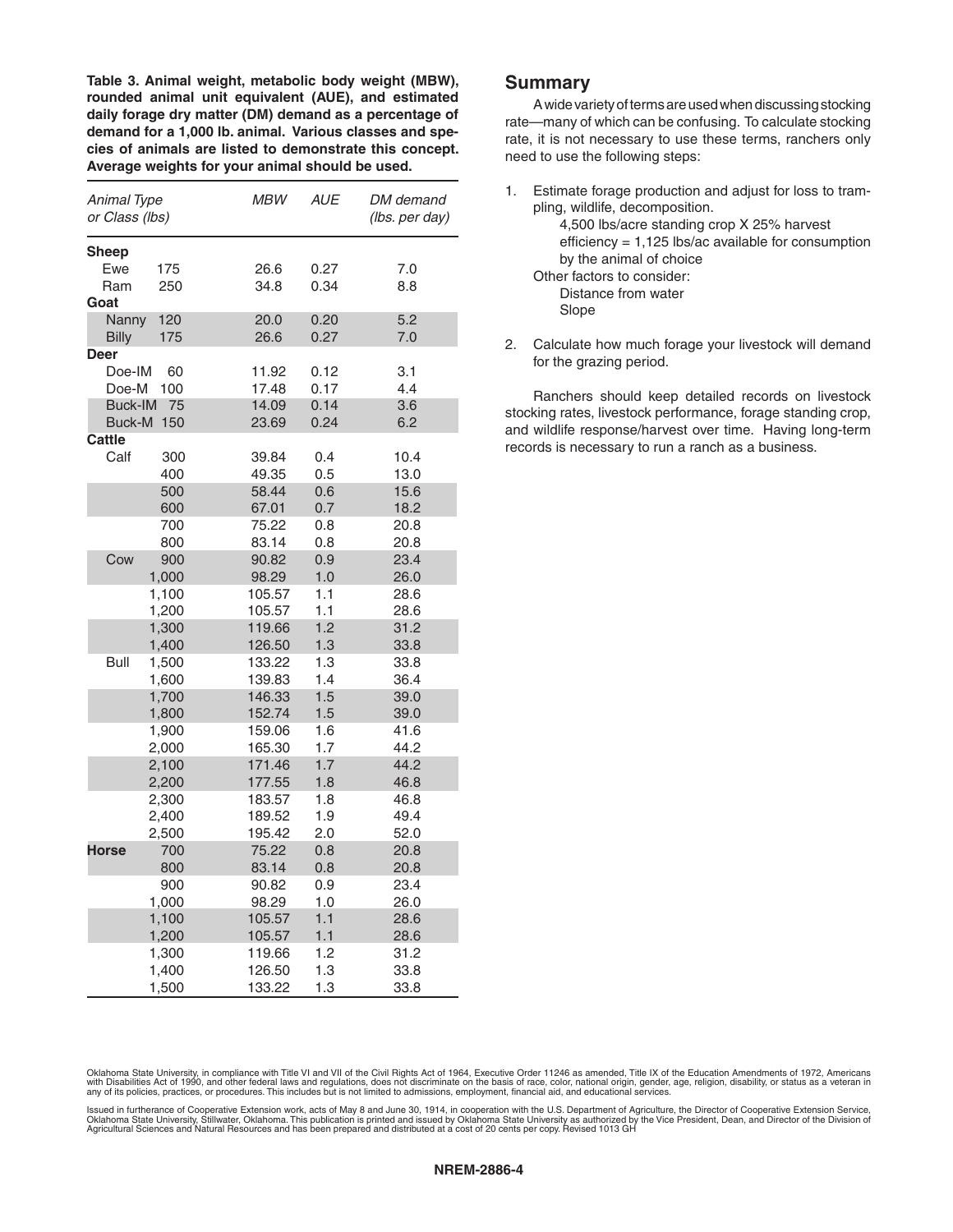**Table 3. Animal weight, metabolic body weight (MBW), rounded animal unit equivalent (AUE), and estimated daily forage dry matter (DM) demand as a percentage of demand for a 1,000 lb. animal. Various classes and species of animals are listed to demonstrate this concept. Average weights for your animal should be used.**

| *Animal Type or Class (lbs)* | | *MBW* | *AUE* | *DM demand (lbs. per day)* |
|---|---|---|---|---|
| **Sheep** | | | | |
| Ewe | 175 | 26.6 | 0.27 | 7.0 |
| Ram | 250 | 34.8 | 0.34 | 8.8 |
| **Goat** | | | | |
| Nanny | 120 | 20.0 | 0.20 | 5.2 |
| Billy | 175 | 26.6 | 0.27 | 7.0 |
| **Deer** | | | | |
| Doe-IM | 60 | 11.92 | 0.12 | 3.1 |
| Doe-M | 100 | 17.48 | 0.17 | 4.4 |
| Buck-IM | 75 | 14.09 | 0.14 | 3.6 |
| Buck-M | 150 | 23.69 | 0.24 | 6.2 |
| **Cattle** | | | | |
| Calf | 300 | 39.84 | 0.4 | 10.4 |
| | 400 | 49.35 | 0.5 | 13.0 |
| | 500 | 58.44 | 0.6 | 15.6 |
| | 600 | 67.01 | 0.7 | 18.2 |
| | 700 | 75.22 | 0.8 | 20.8 |
| | 800 | 83.14 | 0.8 | 20.8 |
| Cow | 900 | 90.82 | 0.9 | 23.4 |
| | 1,000 | 98.29 | 1.0 | 26.0 |
| | 1,100 | 105.57 | 1.1 | 28.6 |
| | 1,200 | 105.57 | 1.1 | 28.6 |
| | 1,300 | 119.66 | 1.2 | 31.2 |
| | 1,400 | 126.50 | 1.3 | 33.8 |
| Bull | 1,500 | 133.22 | 1.3 | 33.8 |
| | 1,600 | 139.83 | 1.4 | 36.4 |
| | 1,700 | 146.33 | 1.5 | 39.0 |
| | 1,800 | 152.74 | 1.5 | 39.0 |
| | 1,900 | 159.06 | 1.6 | 41.6 |
| | 2,000 | 165.30 | 1.7 | 44.2 |
| | 2,100 | 171.46 | 1.7 | 44.2 |
| | 2,200 | 177.55 | 1.8 | 46.8 |
| | 2,300 | 183.57 | 1.8 | 46.8 |
| | 2,400 | 189.52 | 1.9 | 49.4 |
| | 2,500 | 195.42 | 2.0 | 52.0 |
| **Horse** | 700 | 75.22 | 0.8 | 20.8 |
| | 800 | 83.14 | 0.8 | 20.8 |
| | 900 | 90.82 | 0.9 | 23.4 |
| | 1,000 | 98.29 | 1.0 | 26.0 |
| | 1,100 | 105.57 | 1.1 | 28.6 |
| | 1,200 | 105.57 | 1.1 | 28.6 |
| | 1,300 | 119.66 | 1.2 | 31.2 |
| | 1,400 | 126.50 | 1.3 | 33.8 |
| | 1,500 | 133.22 | 1.3 | 33.8 |

## Summary

A wide variety of terms are used when discussing stocking rate—many of which can be confusing. To calculate stocking rate, it is not necessary to use these terms, ranchers only need to use the following steps:

1. Estimate forage production and adjust for loss to trampling, wildlife, decomposition.
   4,500 lbs/acre standing crop X 25% harvest efficiency = 1,125 lbs/ac available for consumption by the animal of choice
   
   Other factors to consider:
   Distance from water
   Slope
2. Calculate how much forage your livestock will demand for the grazing period.

Ranchers should keep detailed records on livestock stocking rates, livestock performance, forage standing crop, and wildlife response/harvest over time. Having long-term records is necessary to run a ranch as a business.

Oklahoma State University, in compliance with Title VI and VII of the Civil Rights Act of 1964, Executive Order 11246 as amended, Title IX of the Education Amendments of 1972, Americans with Disabilities Act of 1990, and other federal laws and regulations, does not discriminate on the basis of race, color, national origin, gender, age, religion, disability, or status as a veteran in any of its policies, practices, or procedures. This includes but is not limited to admissions, employment, financial aid, and educational services.

Issued in furtherance of Cooperative Extension work, acts of May 8 and June 30, 1914, in cooperation with the U.S. Department of Agriculture, the Director of Cooperative Extension Service, Oklahoma State University, Stillwater, Oklahoma. This publication is printed and issued by Oklahoma State University as authorized by the Vice President, Dean, and Director of the Division of Agricultural Sciences and Natural Resources and has been prepared and distributed at a cost of 20 cents per copy. Revised 1013 GH